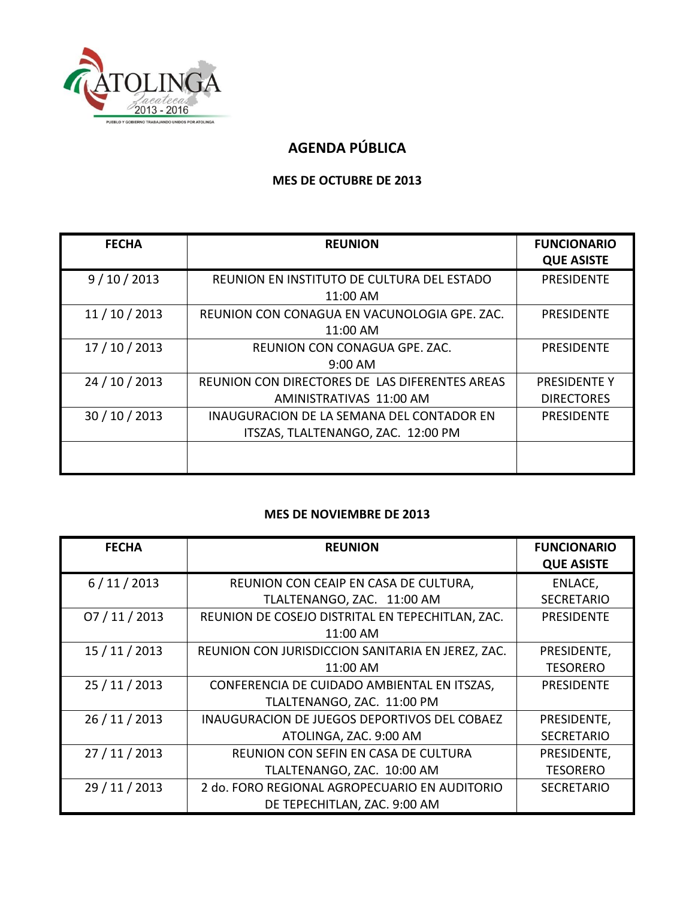ATOLINGA
Zacatecas
2013 - 2016
PUEBLO Y GOBIERNO TRABAJANDO UNIDOS POR ATOLINGA

# AGENDA PÚBLICA

## MES DE OCTUBRE DE 2013

| FECHA | REUNION | FUNCIONARIO QUE ASISTE |
|---|---|---|
| 9 / 10 / 2013 | REUNION EN INSTITUTO DE CULTURA DEL ESTADO 11:00 AM | PRESIDENTE |
| 11 / 10 / 2013 | REUNION CON CONAGUA EN VACUNOLOGIA GPE. ZAC. 11:00 AM | PRESIDENTE |
| 17 / 10 / 2013 | REUNION CON CONAGUA GPE. ZAC. 9:00 AM | PRESIDENTE |
| 24 / 10 / 2013 | REUNION CON DIRECTORES DE LAS DIFERENTES AREAS AMINISTRATIVAS 11:00 AM | PRESIDENTE Y DIRECTORES |
| 30 / 10 / 2013 | INAUGURACION DE LA SEMANA DEL CONTADOR EN ITSZAS, TLALTENANGO, ZAC. 12:00 PM | PRESIDENTE |
| | | |

## MES DE NOVIEMBRE DE 2013

| FECHA | REUNION | FUNCIONARIO QUE ASISTE |
|---|---|---|
| 6 / 11 / 2013 | REUNION CON CEAIP EN CASA DE CULTURA, TLALTENANGO, ZAC. 11:00 AM | ENLACE, SECRETARIO |
| O7 / 11 / 2013 | REUNION DE COSEJO DISTRITAL EN TEPECHITLAN, ZAC. 11:00 AM | PRESIDENTE |
| 15 / 11 / 2013 | REUNION CON JURISDICCION SANITARIA EN JEREZ, ZAC. 11:00 AM | PRESIDENTE, TESORERO |
| 25 / 11 / 2013 | CONFERENCIA DE CUIDADO AMBIENTAL EN ITSZAS, TLALTENANGO, ZAC. 11:00 PM | PRESIDENTE |
| 26 / 11 / 2013 | INAUGURACION DE JUEGOS DEPORTIVOS DEL COBAEZ ATOLINGA, ZAC. 9:00 AM | PRESIDENTE, SECRETARIO |
| 27 / 11 / 2013 | REUNION CON SEFIN EN CASA DE CULTURA TLALTENANGO, ZAC. 10:00 AM | PRESIDENTE, TESORERO |
| 29 / 11 / 2013 | 2 do. FORO REGIONAL AGROPECUARIO EN AUDITORIO DE TEPECHITLAN, ZAC. 9:00 AM | SECRETARIO |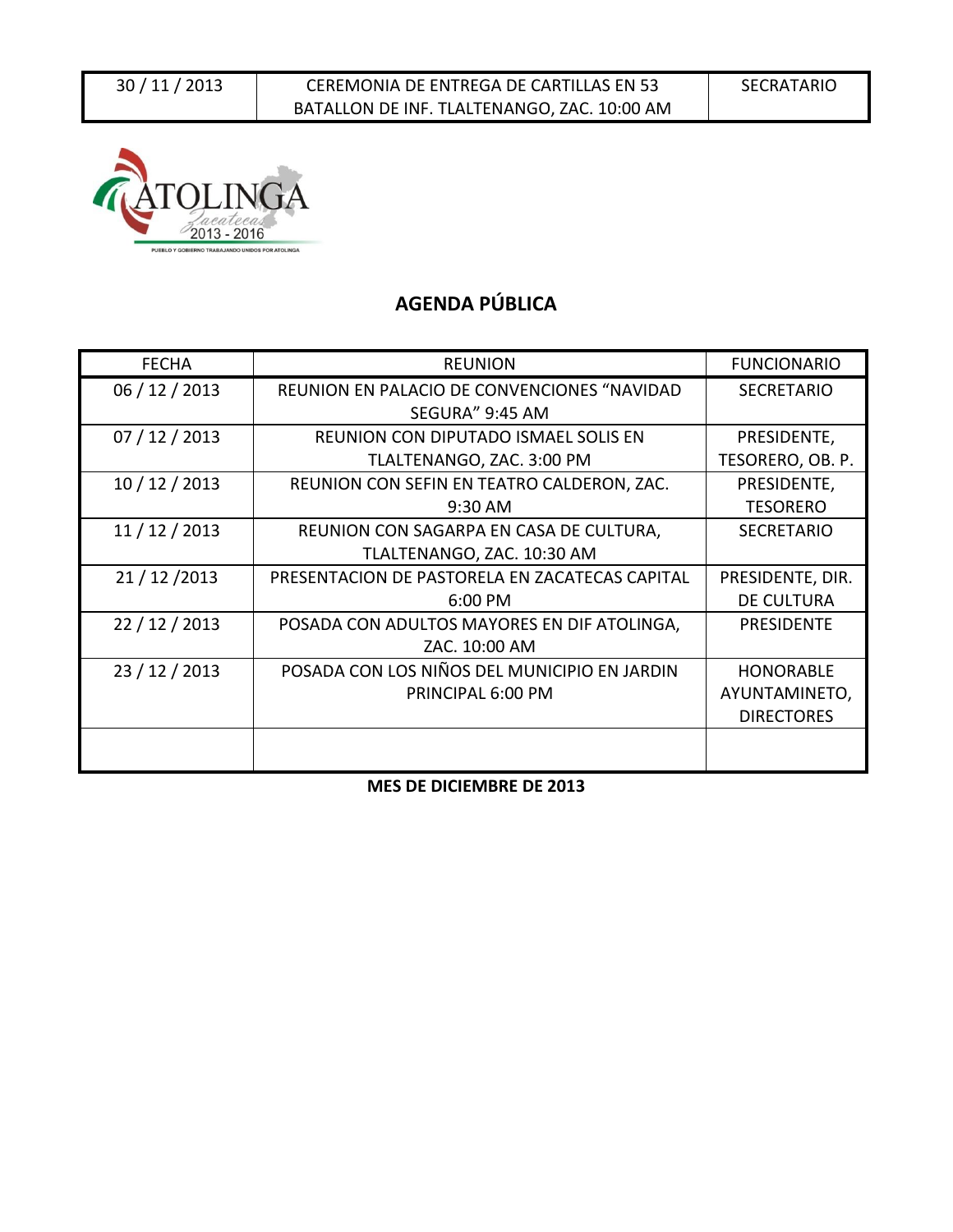| | | |
|---|---|---|
| 30 / 11 / 2013 | CEREMONIA DE ENTREGA DE CARTILLAS EN 53 BATALLON DE INF. TLALTENANGO, ZAC. 10:00 AM | SECRATARIO |

ATOLINGA
Zacatecas
2013 - 2016
PUEBLO Y GOBIERNO TRABAJANDO UNIDOS POR ATOLINGA

## AGENDA PÚBLICA

| FECHA | REUNION | FUNCIONARIO |
|---|---|---|
| 06 / 12 / 2013 | REUNION EN PALACIO DE CONVENCIONES "NAVIDAD SEGURA" 9:45 AM | SECRETARIO |
| 07 / 12 / 2013 | REUNION CON DIPUTADO ISMAEL SOLIS EN TLALTENANGO, ZAC. 3:00 PM | PRESIDENTE, TESORERO, OB. P. |
| 10 / 12 / 2013 | REUNION CON SEFIN EN TEATRO CALDERON, ZAC. 9:30 AM | PRESIDENTE, TESORERO |
| 11 / 12 / 2013 | REUNION CON SAGARPA EN CASA DE CULTURA, TLALTENANGO, ZAC. 10:30 AM | SECRETARIO |
| 21 / 12 /2013 | PRESENTACION DE PASTORELA EN ZACATECAS CAPITAL 6:00 PM | PRESIDENTE, DIR. DE CULTURA |
| 22 / 12 / 2013 | POSADA CON ADULTOS MAYORES EN DIF ATOLINGA, ZAC. 10:00 AM | PRESIDENTE |
| 23 / 12 / 2013 | POSADA CON LOS NIÑOS DEL MUNICIPIO EN JARDIN PRINCIPAL 6:00 PM | HONORABLE AYUNTAMINETO, DIRECTORES |
| | | |

**MES DE DICIEMBRE DE 2013**